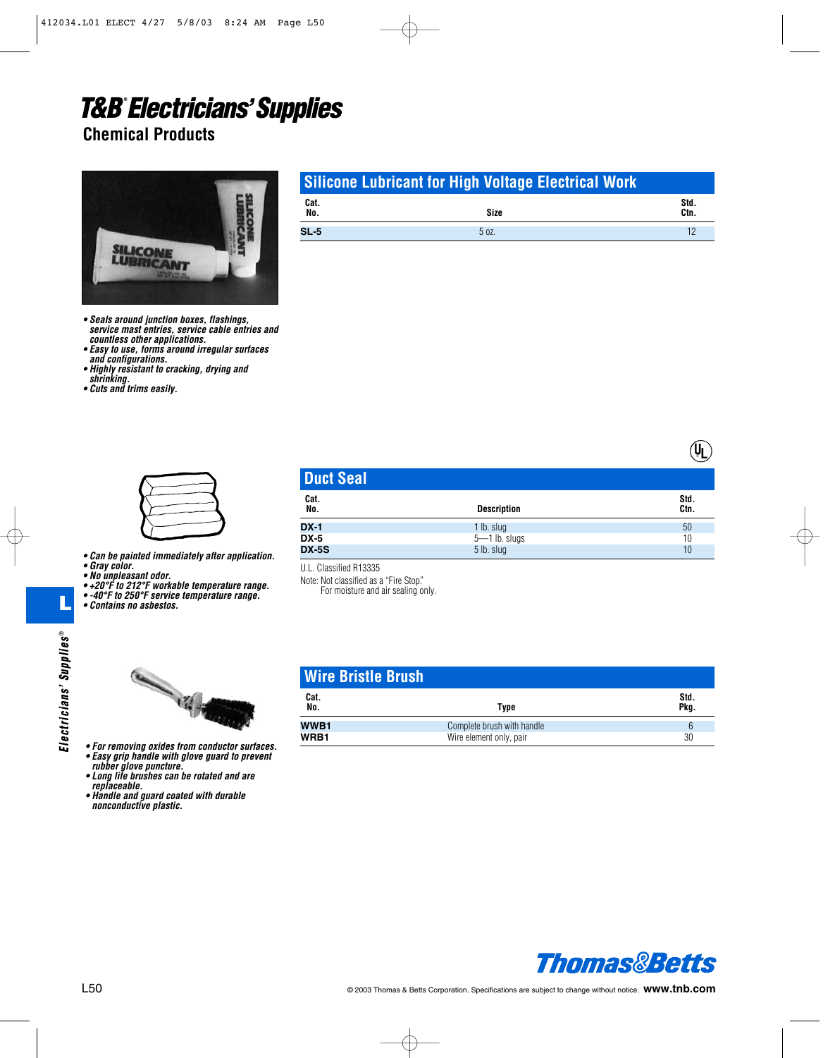# T&B® Electricians' Supplies

## Chemical Products

## Silicone Lubricant for High Voltage Electrical Work

| Cat. No. | Size | Std. Ctn. |
|---|---|---|
| **SL-5** | 5 oz. | 12 |

- ***Seals around junction boxes, flashings, service mast entries, service cable entries and countless other applications.***
- ***Easy to use, forms around irregular surfaces and configurations.***
- ***Highly resistant to cracking, drying and shrinking.***
- ***Cuts and trims easily.***

## Duct Seal

| Cat. No. | Description | Std. Ctn. |
|---|---|---|
| **DX-1** | 1 lb. slug | 50 |
| **DX-5** | 5—1 lb. slugs | 10 |
| **DX-5S** | 5 lb. slug | 10 |

U.L. Classified R13335

Note: Not classified as a "Fire Stop."
For moisture and air sealing only.

- ***Can be painted immediately after application.***
- ***Gray color.***
- ***No unpleasant odor.***
- ***+20°F to 212°F workable temperature range.***
- ***-40°F to 250°F service temperature range.***
- ***Contains no asbestos.***

## Wire Bristle Brush

| Cat. No. | Type | Std. Pkg. |
|---|---|---|
| **WWB1** | Complete brush with handle | 6 |
| **WRB1** | Wire element only, pair | 30 |

- ***For removing oxides from conductor surfaces.***
- ***Easy grip handle with glove guard to prevent rubber glove puncture.***
- ***Long life brushes can be rotated and are replaceable.***
- ***Handle and guard coated with durable nonconductive plastic.***

© 2003 Thomas & Betts Corporation. Specifications are subject to change without notice. **www.tnb.com**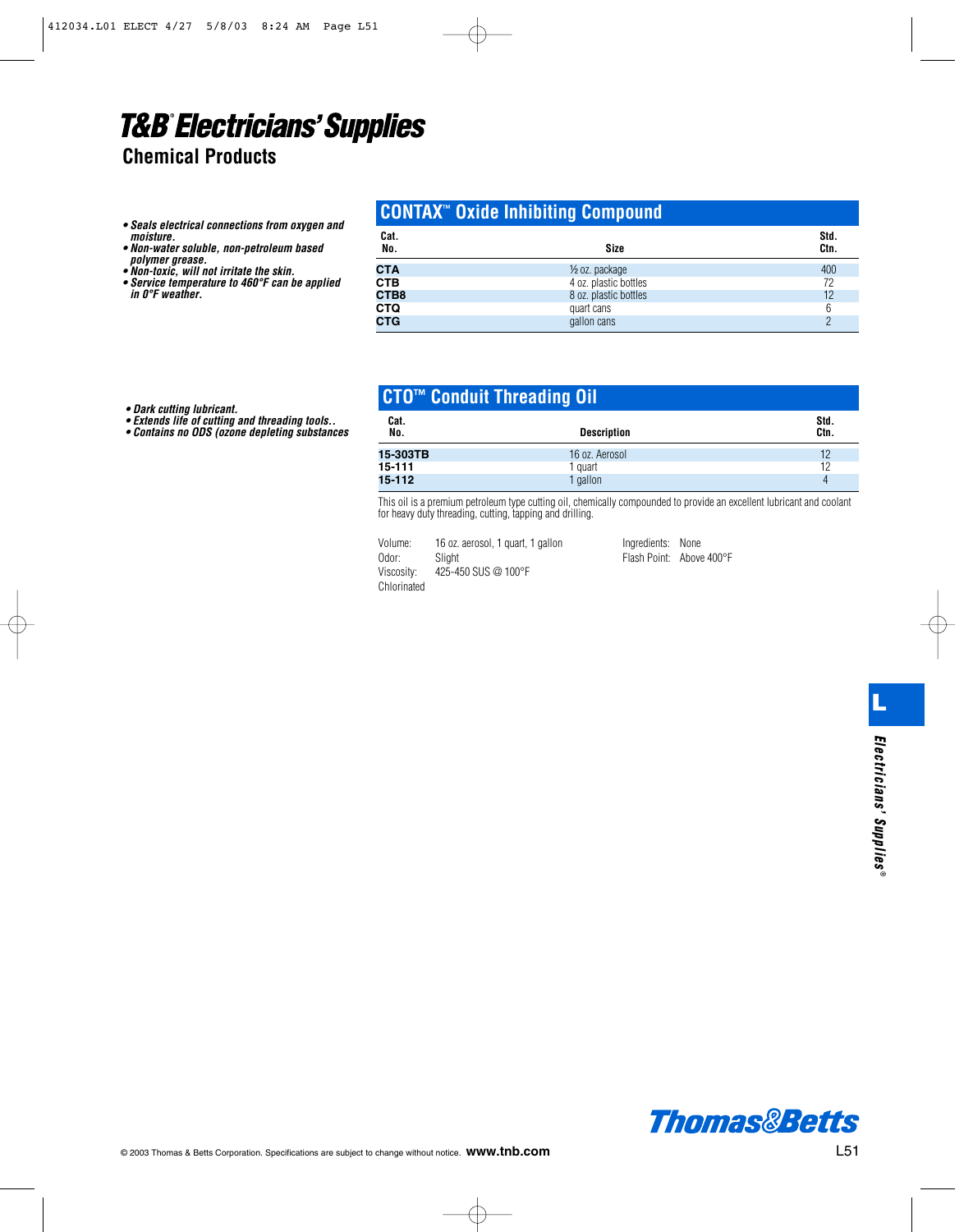# T&B® Electricians' Supplies

## Chemical Products

## CONTAX™ Oxide Inhibiting Compound

- *Seals electrical connections from oxygen and moisture.*
- *Non-water soluble, non-petroleum based polymer grease.*
- *Non-toxic, will not irritate the skin.*
- *Service temperature to 460°F can be applied in 0°F weather.*

| Cat. No. | Size | Std. Ctn. |
|---|---|---|
| **CTA** | ½ oz. package | 400 |
| **CTB** | 4 oz. plastic bottles | 72 |
| **CTB8** | 8 oz. plastic bottles | 12 |
| **CTQ** | quart cans | 6 |
| **CTG** | gallon cans | 2 |

## CTO™ Conduit Threading Oil

- *Dark cutting lubricant.*
- *Extends life of cutting and threading tools..*
- *Contains no ODS (ozone depleting substances*

| Cat. No. | Description | Std. Ctn. |
|---|---|---|
| **15-303TB** | 16 oz. Aerosol | 12 |
| **15-111** | 1 quart | 12 |
| **15-112** | 1 gallon | 4 |

This oil is a premium petroleum type cutting oil, chemically compounded to provide an excellent lubricant and coolant for heavy duty threading, cutting, tapping and drilling.

Volume: 16 oz. aerosol, 1 quart, 1 gallon
Odor: Slight
Viscosity: 425-450 SUS @ 100°F
Chlorinated

Ingredients: None
Flash Point: Above 400°F

© 2003 Thomas & Betts Corporation. Specifications are subject to change without notice. **www.tnb.com**